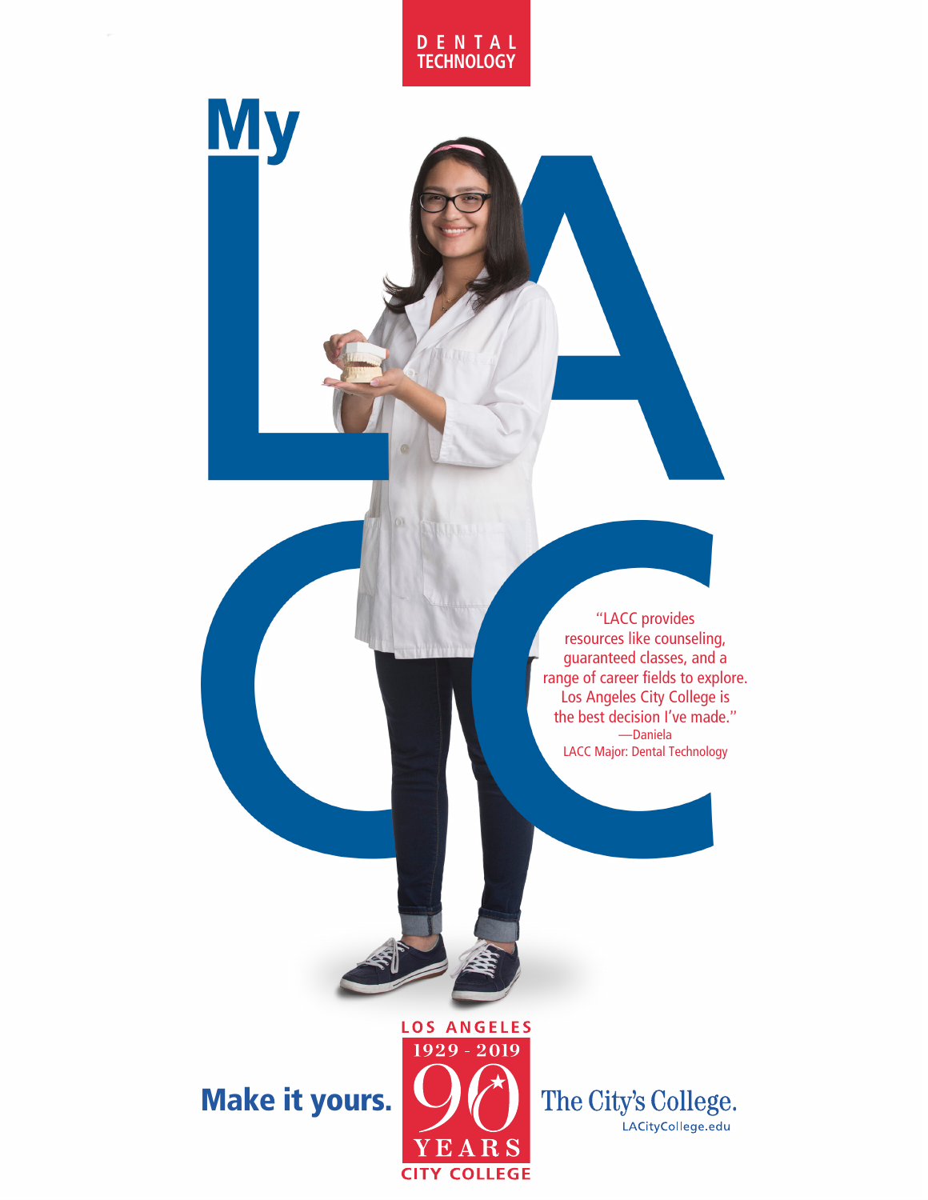DENTAL TECHNOLOGY

# My LACC

"LACC provides resources like counseling, guaranteed classes, and a range of career fields to explore. Los Angeles City College is the best decision I've made."

—Daniela
LACC Major: Dental Technology

**Make it yours.**

LOS ANGELES
1929 - 2019
90
YEARS
CITY COLLEGE

The City's College.
LACityCollege.edu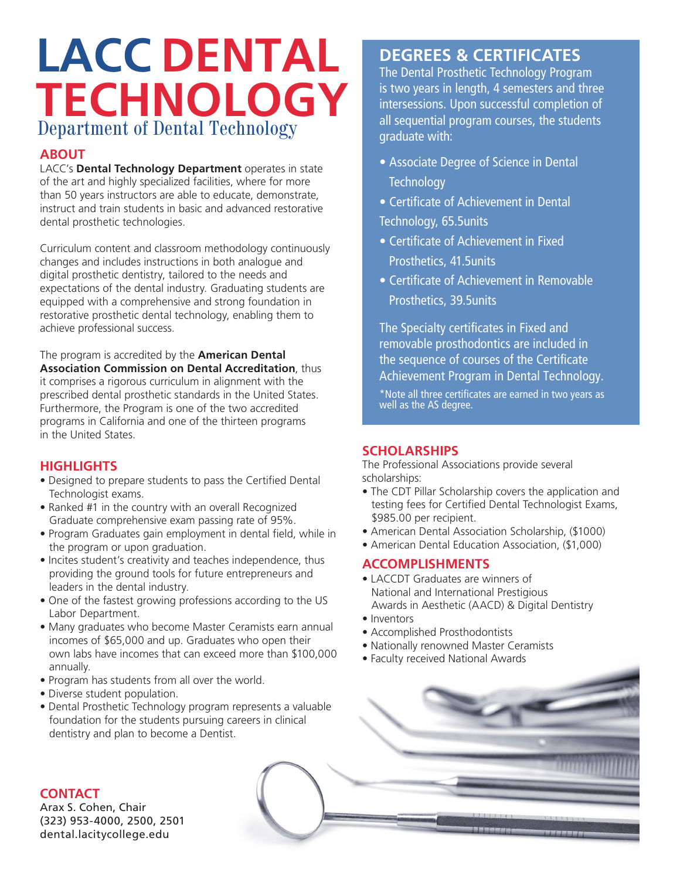# LACC DENTAL TECHNOLOGY

Department of Dental Technology

## ABOUT

LACC's **Dental Technology Department** operates in state of the art and highly specialized facilities, where for more than 50 years instructors are able to educate, demonstrate, instruct and train students in basic and advanced restorative dental prosthetic technologies.

Curriculum content and classroom methodology continuously changes and includes instructions in both analogue and digital prosthetic dentistry, tailored to the needs and expectations of the dental industry. Graduating students are equipped with a comprehensive and strong foundation in restorative prosthetic dental technology, enabling them to achieve professional success.

The program is accredited by the **American Dental Association Commission on Dental Accreditation**, thus it comprises a rigorous curriculum in alignment with the prescribed dental prosthetic standards in the United States. Furthermore, the Program is one of the two accredited programs in California and one of the thirteen programs in the United States.

## HIGHLIGHTS

- Designed to prepare students to pass the Certified Dental Technologist exams.
- Ranked #1 in the country with an overall Recognized Graduate comprehensive exam passing rate of 95%.
- Program Graduates gain employment in dental field, while in the program or upon graduation.
- Incites student's creativity and teaches independence, thus providing the ground tools for future entrepreneurs and leaders in the dental industry.
- One of the fastest growing professions according to the US Labor Department.
- Many graduates who become Master Ceramists earn annual incomes of $65,000 and up. Graduates who open their own labs have incomes that can exceed more than $100,000 annually.
- Program has students from all over the world.
- Diverse student population.
- Dental Prosthetic Technology program represents a valuable foundation for the students pursuing careers in clinical dentistry and plan to become a Dentist.

## DEGREES & CERTIFICATES

The Dental Prosthetic Technology Program is two years in length, 4 semesters and three intersessions. Upon successful completion of all sequential program courses, the students graduate with:

- Associate Degree of Science in Dental Technology
- Certificate of Achievement in Dental Technology, 65.5units
- Certificate of Achievement in Fixed Prosthetics, 41.5units
- Certificate of Achievement in Removable Prosthetics, 39.5units

The Specialty certificates in Fixed and removable prosthodontics are included in the sequence of courses of the Certificate Achievement Program in Dental Technology.

*Note all three certificates are earned in two years as well as the AS degree.

## SCHOLARSHIPS

The Professional Associations provide several scholarships:

- The CDT Pillar Scholarship covers the application and testing fees for Certified Dental Technologist Exams, $985.00 per recipient.
- American Dental Association Scholarship, ($1000)
- American Dental Education Association, ($1,000)

## ACCOMPLISHMENTS

- LACCDT Graduates are winners of National and International Prestigious Awards in Aesthetic (AACD) & Digital Dentistry
- Inventors
- Accomplished Prosthodontists
- Nationally renowned Master Ceramists
- Faculty received National Awards

## CONTACT

Arax S. Cohen, Chair
(323) 953-4000, 2500, 2501
dental.lacitycollege.edu